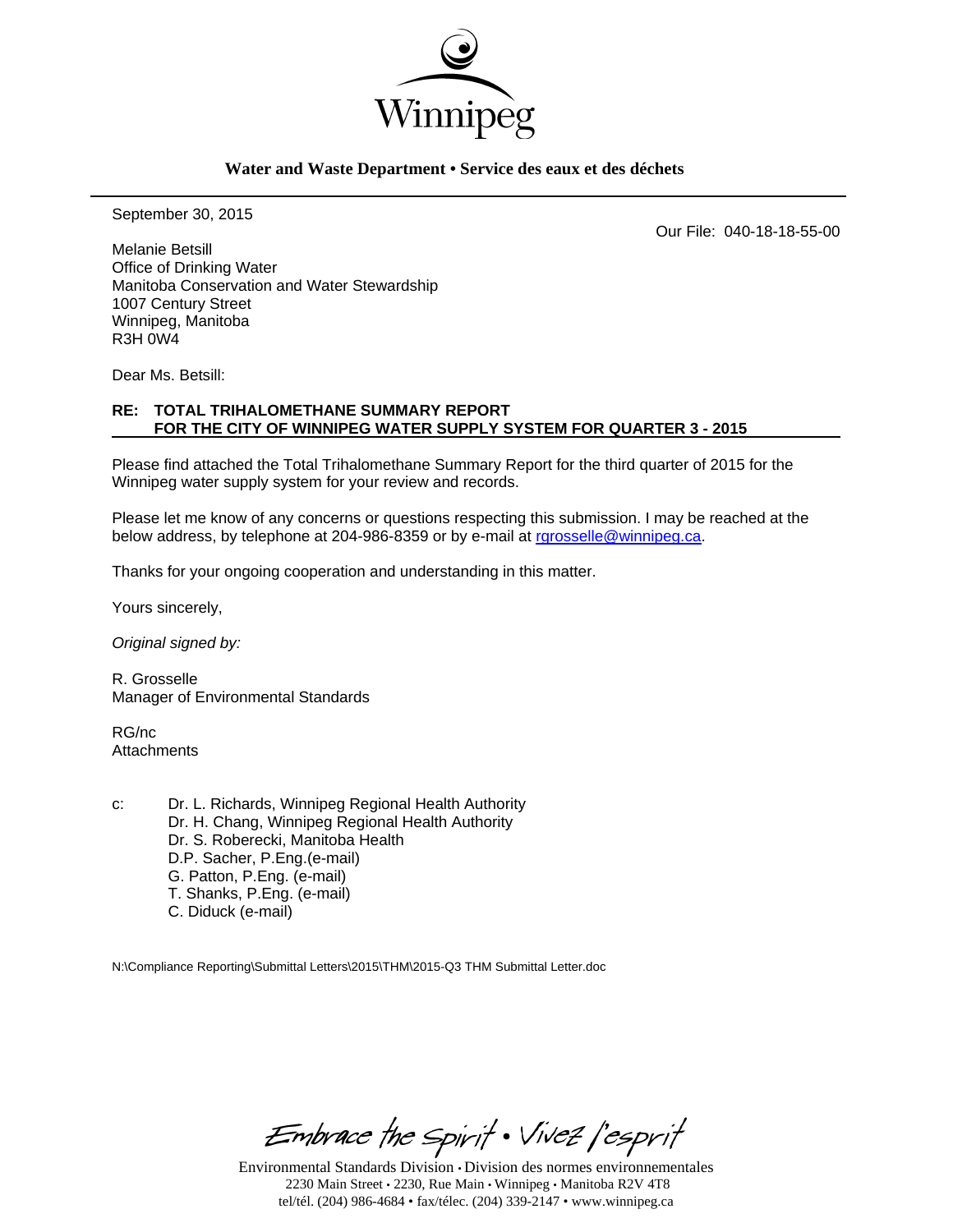Winnipeg

**Water and Waste Department • Service des eaux et des déchets**

September 30, 2015

Our File: 040-18-18-55-00

Melanie Betsill
Office of Drinking Water
Manitoba Conservation and Water Stewardship
1007 Century Street
Winnipeg, Manitoba
R3H 0W4

Dear Ms. Betsill:

**RE: TOTAL TRIHALOMETHANE SUMMARY REPORT FOR THE CITY OF WINNIPEG WATER SUPPLY SYSTEM FOR QUARTER 3 - 2015**

Please find attached the Total Trihalomethane Summary Report for the third quarter of 2015 for the Winnipeg water supply system for your review and records.

Please let me know of any concerns or questions respecting this submission. I may be reached at the below address, by telephone at 204-986-8359 or by e-mail at rgrosselle@winnipeg.ca.

Thanks for your ongoing cooperation and understanding in this matter.

Yours sincerely,

*Original signed by:*

R. Grosselle
Manager of Environmental Standards

RG/nc
Attachments

c: Dr. L. Richards, Winnipeg Regional Health Authority
Dr. H. Chang, Winnipeg Regional Health Authority
Dr. S. Roberecki, Manitoba Health
D.P. Sacher, P.Eng.(e-mail)
G. Patton, P.Eng. (e-mail)
T. Shanks, P.Eng. (e-mail)
C. Diduck (e-mail)

N:\Compliance Reporting\Submittal Letters\2015\THM\2015-Q3 THM Submittal Letter.doc

Embrace the Spirit • Vivez l'esprit

Environmental Standards Division • Division des normes environnementales
2230 Main Street • 2230, Rue Main • Winnipeg • Manitoba R2V 4T8
tel/tél. (204) 986-4684 • fax/télec. (204) 339-2147 • www.winnipeg.ca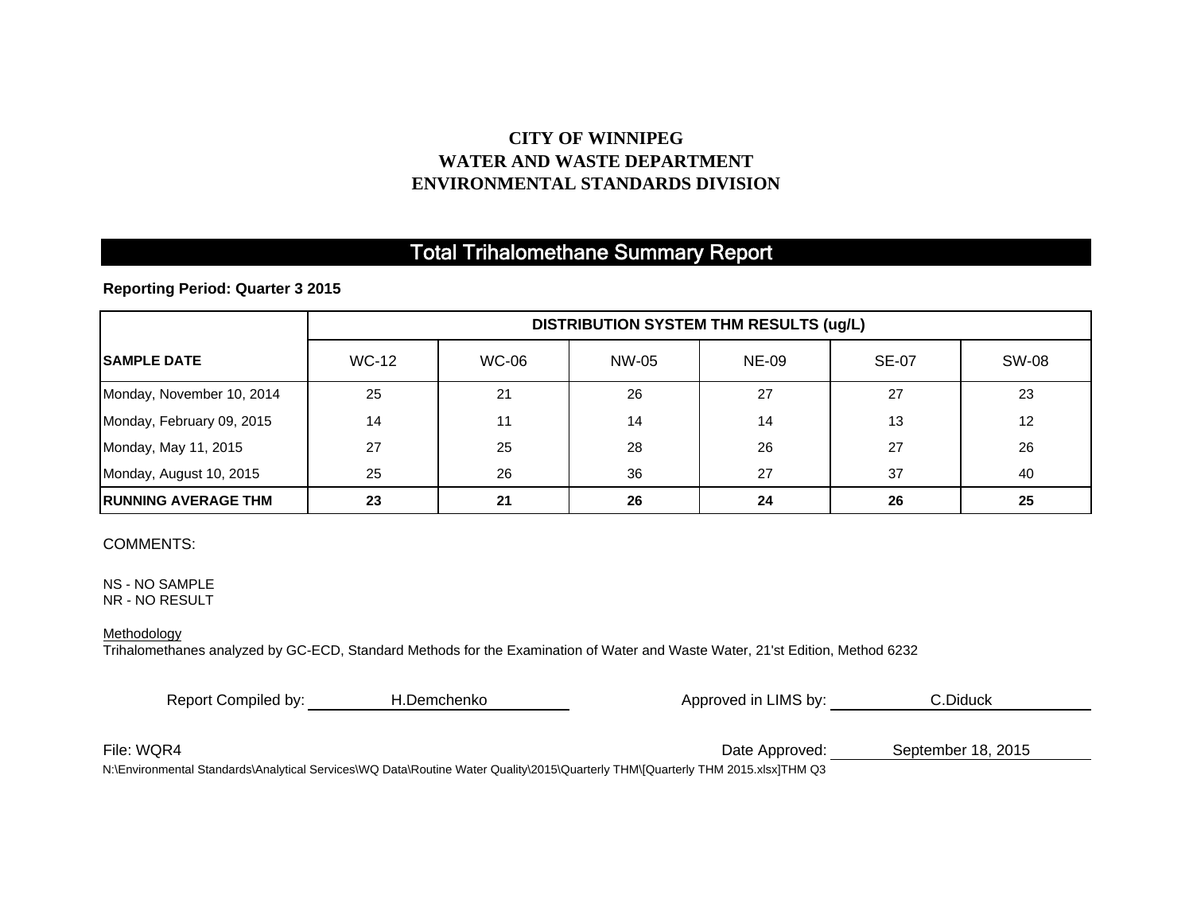**CITY OF WINNIPEG**
**WATER AND WASTE DEPARTMENT**
**ENVIRONMENTAL STANDARDS DIVISION**

# Total Trihalomethane Summary Report

**Reporting Period: Quarter 3 2015**

| | DISTRIBUTION SYSTEM THM RESULTS (ug/L) | | | | | |
|---|---|---|---|---|---|---|
| **SAMPLE DATE** | WC-12 | WC-06 | NW-05 | NE-09 | SE-07 | SW-08 |
| Monday, November 10, 2014 | 25 | 21 | 26 | 27 | 27 | 23 |
| Monday, February 09, 2015 | 14 | 11 | 14 | 14 | 13 | 12 |
| Monday, May 11, 2015 | 27 | 25 | 28 | 26 | 27 | 26 |
| Monday, August 10, 2015 | 25 | 26 | 36 | 27 | 37 | 40 |
| **RUNNING AVERAGE THM** | **23** | **21** | **26** | **24** | **26** | **25** |

COMMENTS:

NS - NO SAMPLE
NR - NO RESULT

Methodology
Trihalomethanes analyzed by GC-ECD, Standard Methods for the Examination of Water and Waste Water, 21'st Edition, Method 6232

Report Compiled by: H.Demchenko

Approved in LIMS by: C.Diduck

File: WQR4

Date Approved: September 18, 2015

N:\Environmental Standards\Analytical Services\WQ Data\Routine Water Quality\2015\Quarterly THM\[Quarterly THM 2015.xlsx]THM Q3